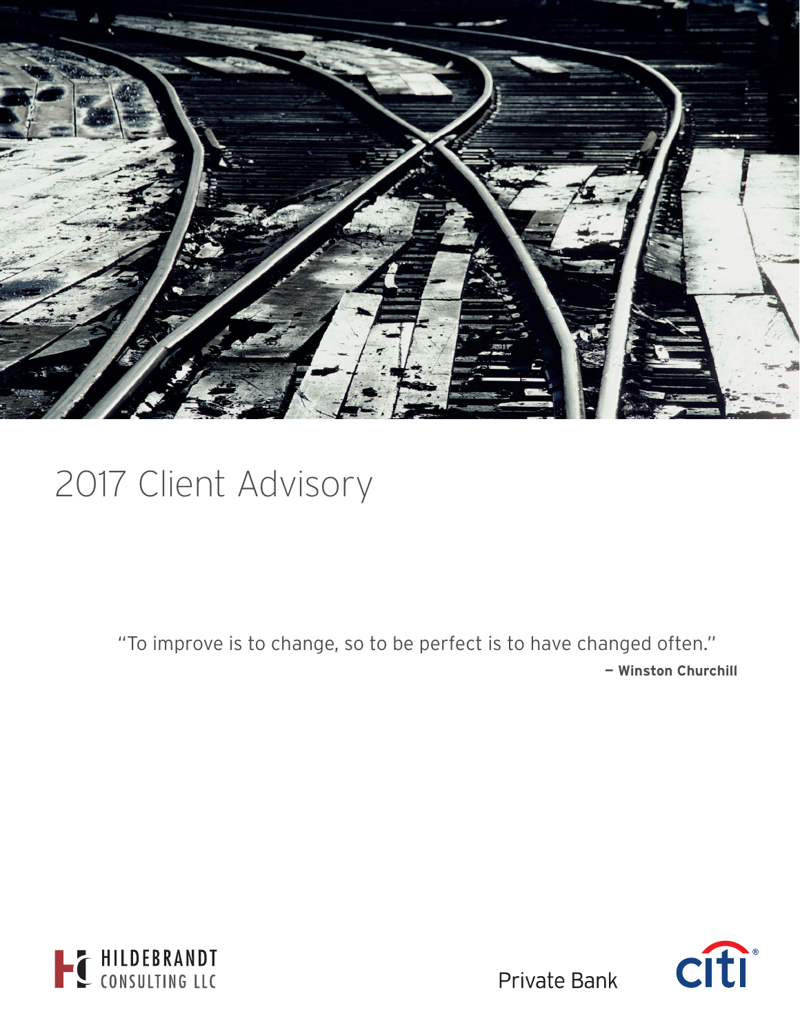# 2017 Client Advisory

> "To improve is to change, so to be perfect is to have changed often."
>
> **— Winston Churchill**

HILDEBRANDT CONSULTING LLC

Private Bank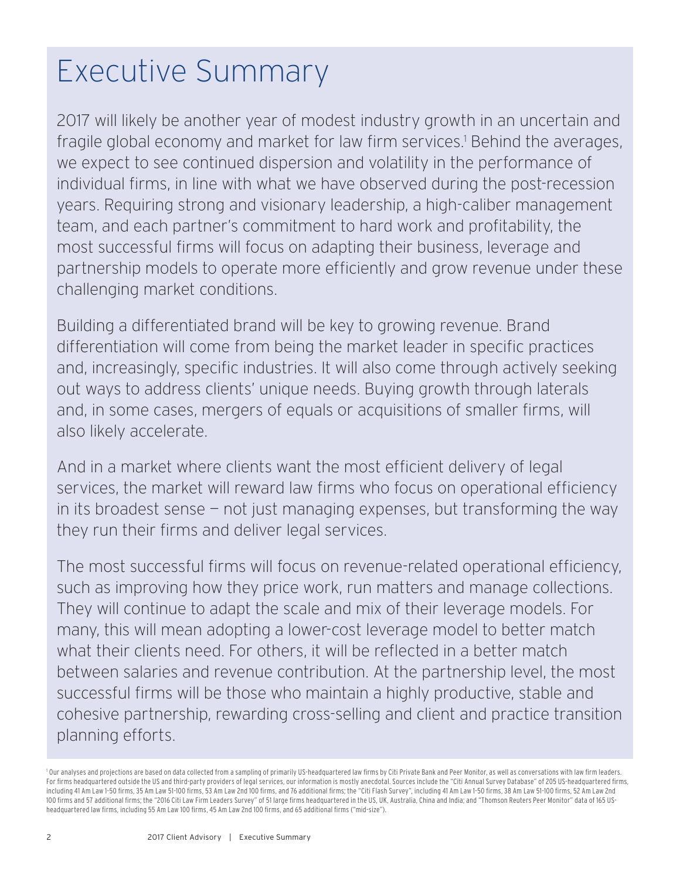# Executive Summary

2017 will likely be another year of modest industry growth in an uncertain and fragile global economy and market for law firm services.[1] Behind the averages, we expect to see continued dispersion and volatility in the performance of individual firms, in line with what we have observed during the post-recession years. Requiring strong and visionary leadership, a high-caliber management team, and each partner's commitment to hard work and profitability, the most successful firms will focus on adapting their business, leverage and partnership models to operate more efficiently and grow revenue under these challenging market conditions.

Building a differentiated brand will be key to growing revenue. Brand differentiation will come from being the market leader in specific practices and, increasingly, specific industries. It will also come through actively seeking out ways to address clients' unique needs. Buying growth through laterals and, in some cases, mergers of equals or acquisitions of smaller firms, will also likely accelerate.

And in a market where clients want the most efficient delivery of legal services, the market will reward law firms who focus on operational efficiency in its broadest sense — not just managing expenses, but transforming the way they run their firms and deliver legal services.

The most successful firms will focus on revenue-related operational efficiency, such as improving how they price work, run matters and manage collections. They will continue to adapt the scale and mix of their leverage models. For many, this will mean adopting a lower-cost leverage model to better match what their clients need. For others, it will be reflected in a better match between salaries and revenue contribution. At the partnership level, the most successful firms will be those who maintain a highly productive, stable and cohesive partnership, rewarding cross-selling and client and practice transition planning efforts.

[1] Our analyses and projections are based on data collected from a sampling of primarily US-headquartered law firms by Citi Private Bank and Peer Monitor, as well as conversations with law firm leaders. For firms headquartered outside the US and third-party providers of legal services, our information is mostly anecdotal. Sources include the "Citi Annual Survey Database" of 205 US-headquartered firms, including 41 Am Law 1-50 firms, 35 Am Law 51-100 firms, 53 Am Law 2nd 100 firms, and 76 additional firms; the "Citi Flash Survey", including 41 Am Law 1-50 firms, 38 Am Law 51-100 firms, 52 Am Law 2nd 100 firms and 57 additional firms; the "2016 Citi Law Firm Leaders Survey" of 51 large firms headquartered in the US, UK, Australia, China and India; and "Thomson Reuters Peer Monitor" data of 165 US-headquartered law firms, including 55 Am Law 100 firms, 45 Am Law 2nd 100 firms, and 65 additional firms ("mid-size").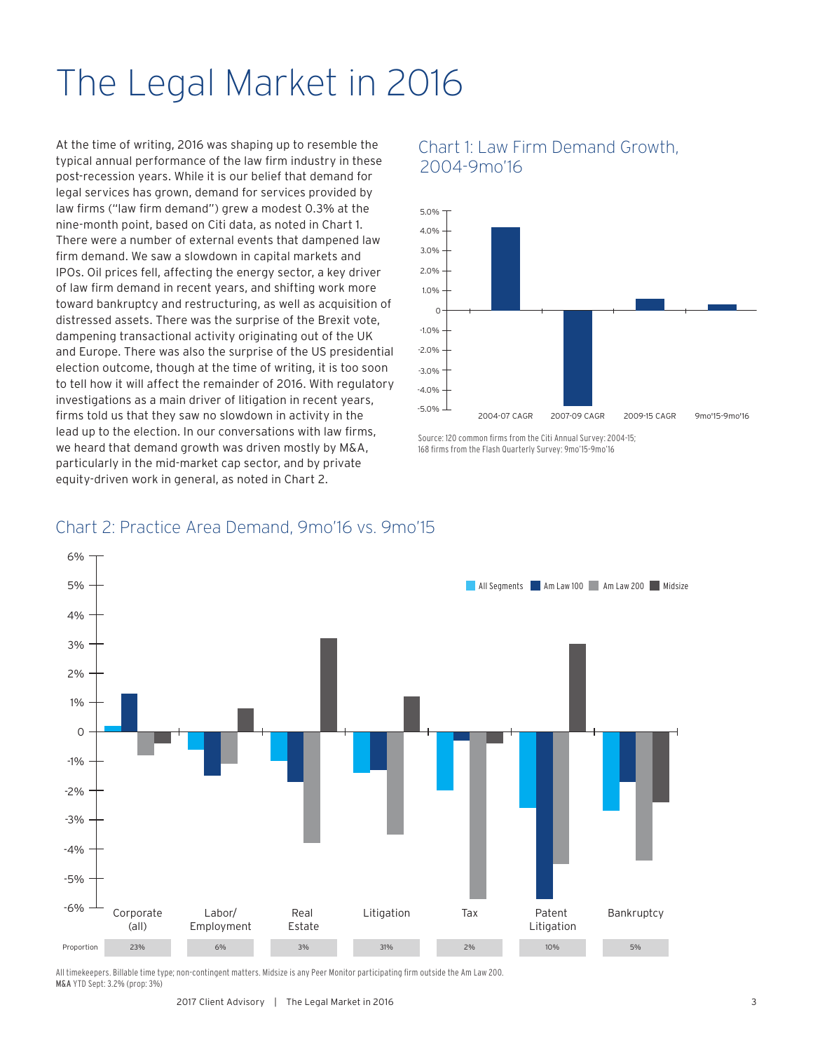# The Legal Market in 2016

At the time of writing, 2016 was shaping up to resemble the typical annual performance of the law firm industry in these post-recession years. While it is our belief that demand for legal services has grown, demand for services provided by law firms ("law firm demand") grew a modest 0.3% at the nine-month point, based on Citi data, as noted in Chart 1. There were a number of external events that dampened law firm demand. We saw a slowdown in capital markets and IPOs. Oil prices fell, affecting the energy sector, a key driver of law firm demand in recent years, and shifting work more toward bankruptcy and restructuring, as well as acquisition of distressed assets. There was the surprise of the Brexit vote, dampening transactional activity originating out of the UK and Europe. There was also the surprise of the US presidential election outcome, though at the time of writing, it is too soon to tell how it will affect the remainder of 2016. With regulatory investigations as a main driver of litigation in recent years, firms told us that they saw no slowdown in activity in the lead up to the election. In our conversations with law firms, we heard that demand growth was driven mostly by M&A, particularly in the mid-market cap sector, and by private equity-driven work in general, as noted in Chart 2.

## Chart 1: Law Firm Demand Growth, 2004-9mo'16

| Period | Demand Growth |
|---|---|
| 2004-07 CAGR | 4.2% |
| 2007-09 CAGR | -4.8% |
| 2009-15 CAGR | 0.6% |
| 9mo'15-9mo'16 | 0.3% |

Source: 120 common firms from the Citi Annual Survey: 2004-15; 168 firms from the Flash Quarterly Survey: 9mo'15-9mo'16

## Chart 2: Practice Area Demand, 9mo'16 vs. 9mo'15

| Practice Area | All Segments | Am Law 100 | Am Law 200 | Midsize | Proportion |
|---|---|---|---|---|---|
| Corporate (all) | 0.2% | 1.3% | -0.8% | -0.4% | 23% |
| Labor/ Employment | -0.6% | -1.5% | -1.1% | 0.8% | 6% |
| Real Estate | -1.0% | -1.7% | -3.8% | 3.2% | 3% |
| Litigation | -1.4% | -1.3% | -3.5% | 1.2% | 31% |
| Tax | -2.0% | -0.3% | -5.7% | -0.4% | 2% |
| Patent Litigation | -2.6% | -5.7% | -4.5% | 3.0% | 10% |
| Bankruptcy | -2.7% | -1.7% | -4.4% | -2.4% | 5% |

All timekeepers. Billable time type; non-contingent matters. Midsize is any Peer Monitor participating firm outside the Am Law 200.
**M&A** YTD Sept: 3.2% (prop: 3%)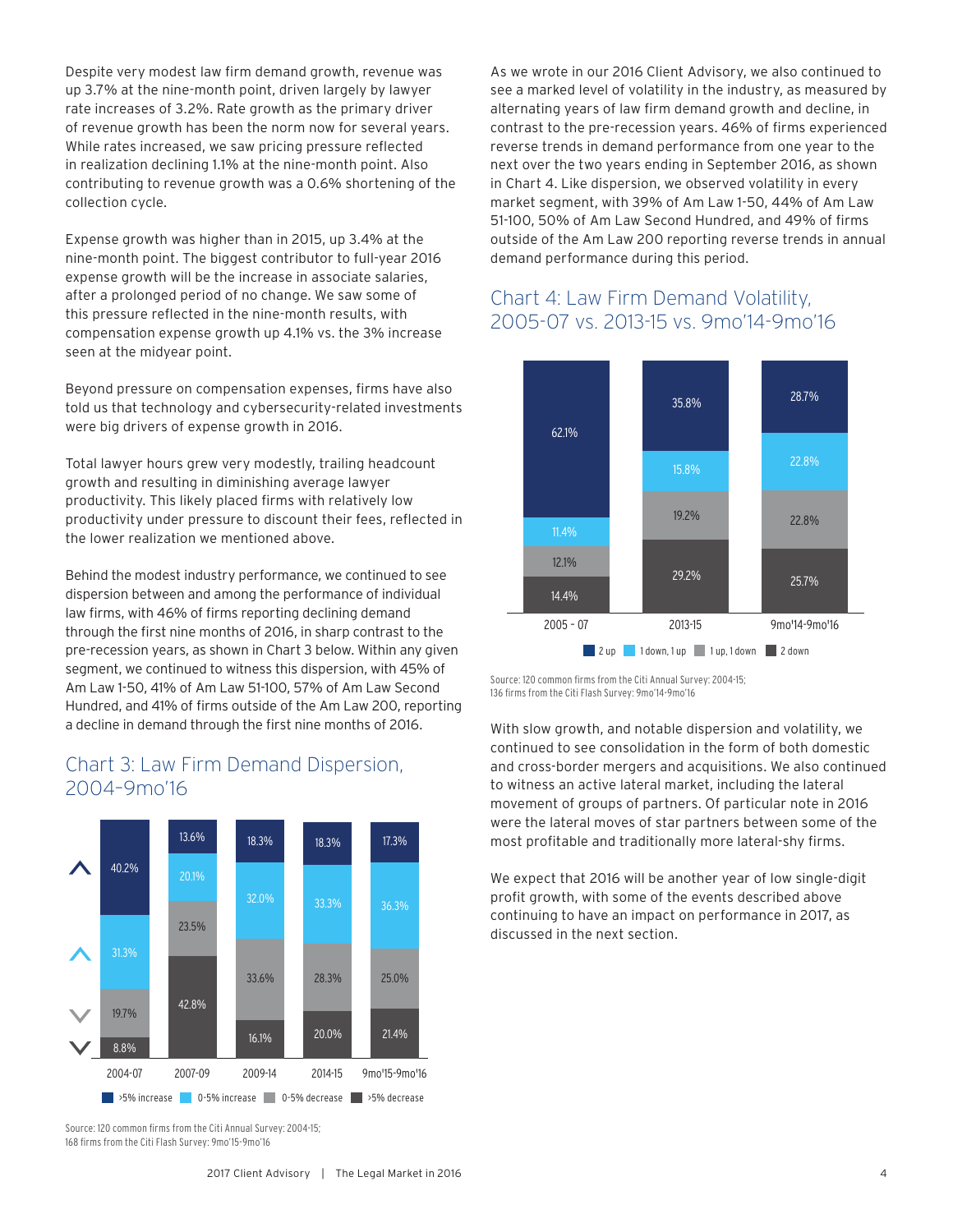Despite very modest law firm demand growth, revenue was up 3.7% at the nine-month point, driven largely by lawyer rate increases of 3.2%. Rate growth as the primary driver of revenue growth has been the norm now for several years. While rates increased, we saw pricing pressure reflected in realization declining 1.1% at the nine-month point. Also contributing to revenue growth was a 0.6% shortening of the collection cycle.

Expense growth was higher than in 2015, up 3.4% at the nine-month point. The biggest contributor to full-year 2016 expense growth will be the increase in associate salaries, after a prolonged period of no change. We saw some of this pressure reflected in the nine-month results, with compensation expense growth up 4.1% vs. the 3% increase seen at the midyear point.

Beyond pressure on compensation expenses, firms have also told us that technology and cybersecurity-related investments were big drivers of expense growth in 2016.

Total lawyer hours grew very modestly, trailing headcount growth and resulting in diminishing average lawyer productivity. This likely placed firms with relatively low productivity under pressure to discount their fees, reflected in the lower realization we mentioned above.

Behind the modest industry performance, we continued to see dispersion between and among the performance of individual law firms, with 46% of firms reporting declining demand through the first nine months of 2016, in sharp contrast to the pre-recession years, as shown in Chart 3 below. Within any given segment, we continued to witness this dispersion, with 45% of Am Law 1-50, 41% of Am Law 51-100, 57% of Am Law Second Hundred, and 41% of firms outside of the Am Law 200, reporting a decline in demand through the first nine months of 2016.

## Chart 3: Law Firm Demand Dispersion, 2004-9mo'16

| | 2004-07 | 2007-09 | 2009-14 | 2014-15 | 9mo'15-9mo'16 |
|---|---|---|---|---|---|
| >5% increase | 40.2% | 13.6% | 18.3% | 18.3% | 17.3% |
| 0-5% increase | 31.3% | 20.1% | 32.0% | 33.3% | 36.3% |
| 0-5% decrease | 19.7% | 23.5% | 33.6% | 28.3% | 25.0% |
| >5% decrease | 8.8% | 42.8% | 16.1% | 20.0% | 21.4% |

Source: 120 common firms from the Citi Annual Survey: 2004-15;
168 firms from the Citi Flash Survey: 9mo'15-9mo'16

As we wrote in our 2016 Client Advisory, we also continued to see a marked level of volatility in the industry, as measured by alternating years of law firm demand growth and decline, in contrast to the pre-recession years. 46% of firms experienced reverse trends in demand performance from one year to the next over the two years ending in September 2016, as shown in Chart 4. Like dispersion, we observed volatility in every market segment, with 39% of Am Law 1-50, 44% of Am Law 51-100, 50% of Am Law Second Hundred, and 49% of firms outside of the Am Law 200 reporting reverse trends in annual demand performance during this period.

## Chart 4: Law Firm Demand Volatility, 2005-07 vs. 2013-15 vs. 9mo'14-9mo'16

| | 2005 - 07 | 2013-15 | 9mo'14-9mo'16 |
|---|---|---|---|
| 2 up | 62.1% | 35.8% | 28.7% |
| 1 down, 1 up | 11.4% | 15.8% | 22.8% |
| 1 up, 1 down | 12.1% | 19.2% | 22.8% |
| 2 down | 14.4% | 29.2% | 25.7% |

Source: 120 common firms from the Citi Annual Survey: 2004-15;
136 firms from the Citi Flash Survey: 9mo'14-9mo'16

With slow growth, and notable dispersion and volatility, we continued to see consolidation in the form of both domestic and cross-border mergers and acquisitions. We also continued to witness an active lateral market, including the lateral movement of groups of partners. Of particular note in 2016 were the lateral moves of star partners between some of the most profitable and traditionally more lateral-shy firms.

We expect that 2016 will be another year of low single-digit profit growth, with some of the events described above continuing to have an impact on performance in 2017, as discussed in the next section.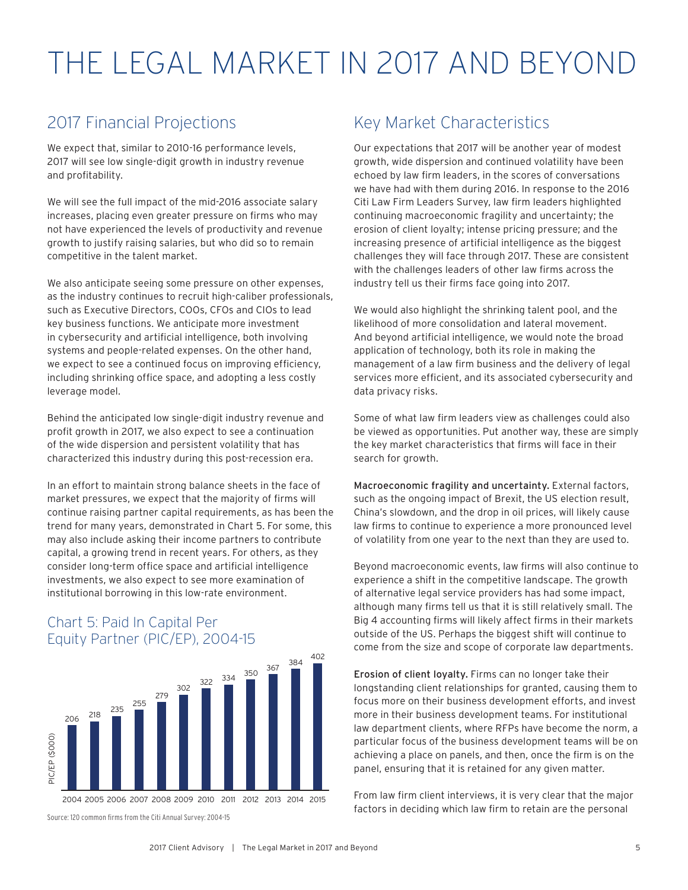# THE LEGAL MARKET IN 2017 AND BEYOND

## 2017 Financial Projections

We expect that, similar to 2010-16 performance levels, 2017 will see low single-digit growth in industry revenue and profitability.

We will see the full impact of the mid-2016 associate salary increases, placing even greater pressure on firms who may not have experienced the levels of productivity and revenue growth to justify raising salaries, but who did so to remain competitive in the talent market.

We also anticipate seeing some pressure on other expenses, as the industry continues to recruit high-caliber professionals, such as Executive Directors, COOs, CFOs and CIOs to lead key business functions. We anticipate more investment in cybersecurity and artificial intelligence, both involving systems and people-related expenses. On the other hand, we expect to see a continued focus on improving efficiency, including shrinking office space, and adopting a less costly leverage model.

Behind the anticipated low single-digit industry revenue and profit growth in 2017, we also expect to see a continuation of the wide dispersion and persistent volatility that has characterized this industry during this post-recession era.

In an effort to maintain strong balance sheets in the face of market pressures, we expect that the majority of firms will continue raising partner capital requirements, as has been the trend for many years, demonstrated in Chart 5. For some, this may also include asking their income partners to contribute capital, a growing trend in recent years. For others, as they consider long-term office space and artificial intelligence investments, we also expect to see more examination of institutional borrowing in this low-rate environment.

### Chart 5: Paid In Capital Per Equity Partner (PIC/EP), 2004-15

| Year | PIC/EP ($000) |
|---|---|
| 2004 | 206 |
| 2005 | 218 |
| 2006 | 235 |
| 2007 | 255 |
| 2008 | 279 |
| 2009 | 302 |
| 2010 | 322 |
| 2011 | 334 |
| 2012 | 350 |
| 2013 | 367 |
| 2014 | 384 |
| 2015 | 402 |

Source: 120 common firms from the Citi Annual Survey: 2004-15

## Key Market Characteristics

Our expectations that 2017 will be another year of modest growth, wide dispersion and continued volatility have been echoed by law firm leaders, in the scores of conversations we have had with them during 2016. In response to the 2016 Citi Law Firm Leaders Survey, law firm leaders highlighted continuing macroeconomic fragility and uncertainty; the erosion of client loyalty; intense pricing pressure; and the increasing presence of artificial intelligence as the biggest challenges they will face through 2017. These are consistent with the challenges leaders of other law firms across the industry tell us their firms face going into 2017.

We would also highlight the shrinking talent pool, and the likelihood of more consolidation and lateral movement. And beyond artificial intelligence, we would note the broad application of technology, both its role in making the management of a law firm business and the delivery of legal services more efficient, and its associated cybersecurity and data privacy risks.

Some of what law firm leaders view as challenges could also be viewed as opportunities. Put another way, these are simply the key market characteristics that firms will face in their search for growth.

**Macroeconomic fragility and uncertainty.** External factors, such as the ongoing impact of Brexit, the US election result, China's slowdown, and the drop in oil prices, will likely cause law firms to continue to experience a more pronounced level of volatility from one year to the next than they are used to.

Beyond macroeconomic events, law firms will also continue to experience a shift in the competitive landscape. The growth of alternative legal service providers has had some impact, although many firms tell us that it is still relatively small. The Big 4 accounting firms will likely affect firms in their markets outside of the US. Perhaps the biggest shift will continue to come from the size and scope of corporate law departments.

**Erosion of client loyalty.** Firms can no longer take their longstanding client relationships for granted, causing them to focus more on their business development efforts, and invest more in their business development teams. For institutional law department clients, where RFPs have become the norm, a particular focus of the business development teams will be on achieving a place on panels, and then, once the firm is on the panel, ensuring that it is retained for any given matter.

From law firm client interviews, it is very clear that the major factors in deciding which law firm to retain are the personal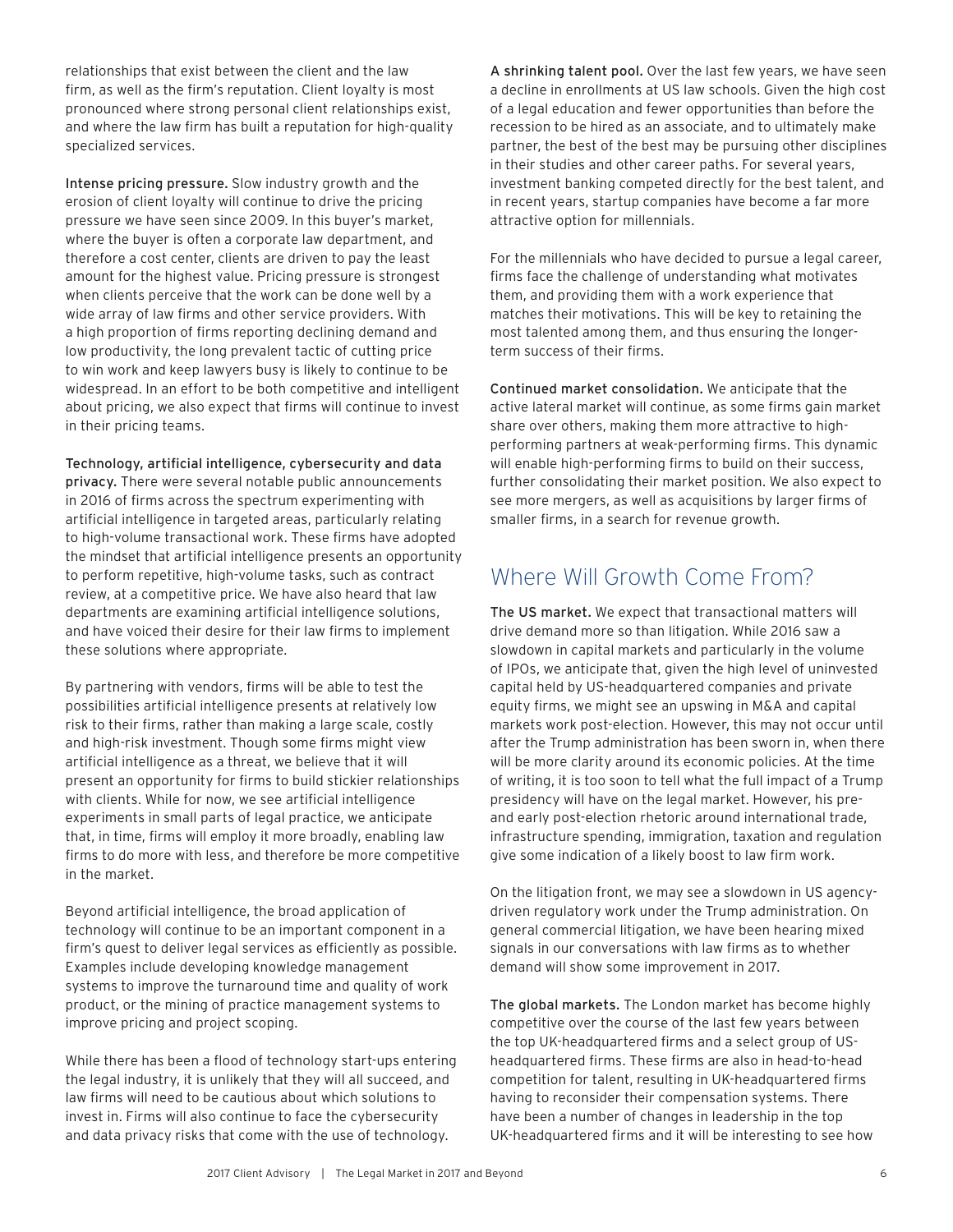relationships that exist between the client and the law firm, as well as the firm's reputation. Client loyalty is most pronounced where strong personal client relationships exist, and where the law firm has built a reputation for high-quality specialized services.

**Intense pricing pressure.** Slow industry growth and the erosion of client loyalty will continue to drive the pricing pressure we have seen since 2009. In this buyer's market, where the buyer is often a corporate law department, and therefore a cost center, clients are driven to pay the least amount for the highest value. Pricing pressure is strongest when clients perceive that the work can be done well by a wide array of law firms and other service providers. With a high proportion of firms reporting declining demand and low productivity, the long prevalent tactic of cutting price to win work and keep lawyers busy is likely to continue to be widespread. In an effort to be both competitive and intelligent about pricing, we also expect that firms will continue to invest in their pricing teams.

**Technology, artificial intelligence, cybersecurity and data privacy.** There were several notable public announcements in 2016 of firms across the spectrum experimenting with artificial intelligence in targeted areas, particularly relating to high-volume transactional work. These firms have adopted the mindset that artificial intelligence presents an opportunity to perform repetitive, high-volume tasks, such as contract review, at a competitive price. We have also heard that law departments are examining artificial intelligence solutions, and have voiced their desire for their law firms to implement these solutions where appropriate.

By partnering with vendors, firms will be able to test the possibilities artificial intelligence presents at relatively low risk to their firms, rather than making a large scale, costly and high-risk investment. Though some firms might view artificial intelligence as a threat, we believe that it will present an opportunity for firms to build stickier relationships with clients. While for now, we see artificial intelligence experiments in small parts of legal practice, we anticipate that, in time, firms will employ it more broadly, enabling law firms to do more with less, and therefore be more competitive in the market.

Beyond artificial intelligence, the broad application of technology will continue to be an important component in a firm's quest to deliver legal services as efficiently as possible. Examples include developing knowledge management systems to improve the turnaround time and quality of work product, or the mining of practice management systems to improve pricing and project scoping.

While there has been a flood of technology start-ups entering the legal industry, it is unlikely that they will all succeed, and law firms will need to be cautious about which solutions to invest in. Firms will also continue to face the cybersecurity and data privacy risks that come with the use of technology.

**A shrinking talent pool.** Over the last few years, we have seen a decline in enrollments at US law schools. Given the high cost of a legal education and fewer opportunities than before the recession to be hired as an associate, and to ultimately make partner, the best of the best may be pursuing other disciplines in their studies and other career paths. For several years, investment banking competed directly for the best talent, and in recent years, startup companies have become a far more attractive option for millennials.

For the millennials who have decided to pursue a legal career, firms face the challenge of understanding what motivates them, and providing them with a work experience that matches their motivations. This will be key to retaining the most talented among them, and thus ensuring the longer-term success of their firms.

**Continued market consolidation.** We anticipate that the active lateral market will continue, as some firms gain market share over others, making them more attractive to high-performing partners at weak-performing firms. This dynamic will enable high-performing firms to build on their success, further consolidating their market position. We also expect to see more mergers, as well as acquisitions by larger firms of smaller firms, in a search for revenue growth.

## Where Will Growth Come From?

**The US market.** We expect that transactional matters will drive demand more so than litigation. While 2016 saw a slowdown in capital markets and particularly in the volume of IPOs, we anticipate that, given the high level of uninvested capital held by US-headquartered companies and private equity firms, we might see an upswing in M&A and capital markets work post-election. However, this may not occur until after the Trump administration has been sworn in, when there will be more clarity around its economic policies. At the time of writing, it is too soon to tell what the full impact of a Trump presidency will have on the legal market. However, his pre- and early post-election rhetoric around international trade, infrastructure spending, immigration, taxation and regulation give some indication of a likely boost to law firm work.

On the litigation front, we may see a slowdown in US agency-driven regulatory work under the Trump administration. On general commercial litigation, we have been hearing mixed signals in our conversations with law firms as to whether demand will show some improvement in 2017.

**The global markets.** The London market has become highly competitive over the course of the last few years between the top UK-headquartered firms and a select group of US-headquartered firms. These firms are also in head-to-head competition for talent, resulting in UK-headquartered firms having to reconsider their compensation systems. There have been a number of changes in leadership in the top UK-headquartered firms and it will be interesting to see how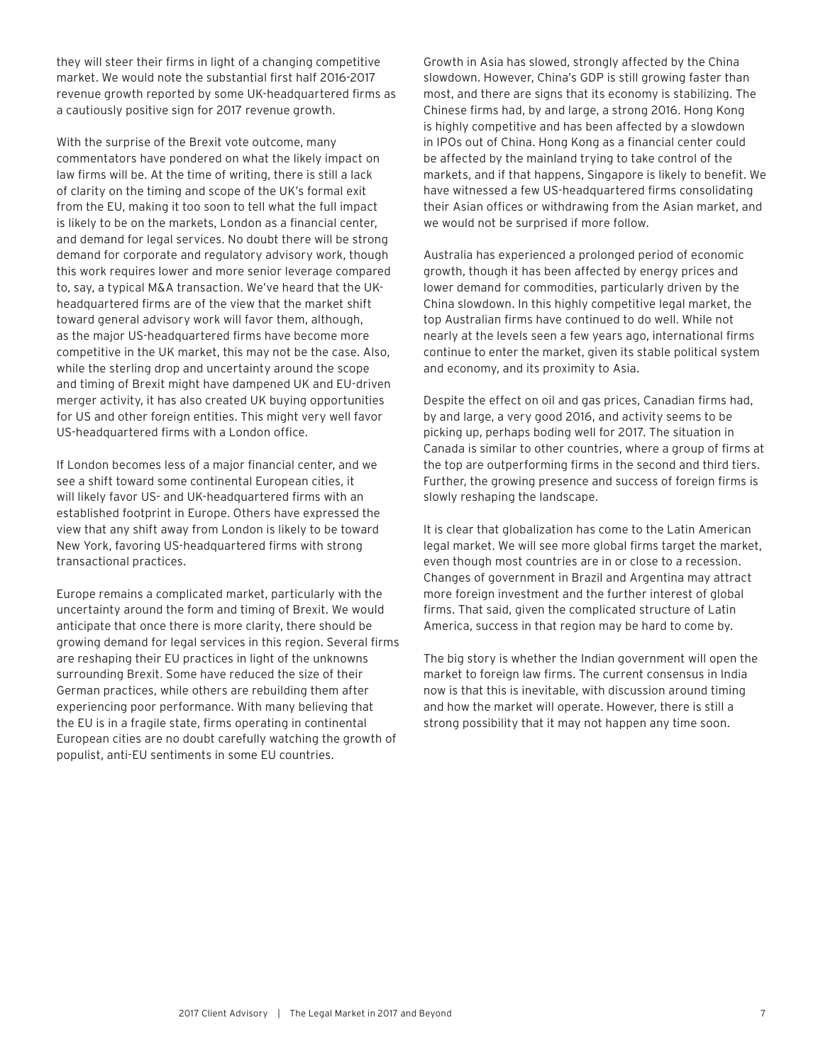they will steer their firms in light of a changing competitive market. We would note the substantial first half 2016-2017 revenue growth reported by some UK-headquartered firms as a cautiously positive sign for 2017 revenue growth.

With the surprise of the Brexit vote outcome, many commentators have pondered on what the likely impact on law firms will be. At the time of writing, there is still a lack of clarity on the timing and scope of the UK's formal exit from the EU, making it too soon to tell what the full impact is likely to be on the markets, London as a financial center, and demand for legal services. No doubt there will be strong demand for corporate and regulatory advisory work, though this work requires lower and more senior leverage compared to, say, a typical M&A transaction. We've heard that the UK-headquartered firms are of the view that the market shift toward general advisory work will favor them, although, as the major US-headquartered firms have become more competitive in the UK market, this may not be the case. Also, while the sterling drop and uncertainty around the scope and timing of Brexit might have dampened UK and EU-driven merger activity, it has also created UK buying opportunities for US and other foreign entities. This might very well favor US-headquartered firms with a London office.

If London becomes less of a major financial center, and we see a shift toward some continental European cities, it will likely favor US- and UK-headquartered firms with an established footprint in Europe. Others have expressed the view that any shift away from London is likely to be toward New York, favoring US-headquartered firms with strong transactional practices.

Europe remains a complicated market, particularly with the uncertainty around the form and timing of Brexit. We would anticipate that once there is more clarity, there should be growing demand for legal services in this region. Several firms are reshaping their EU practices in light of the unknowns surrounding Brexit. Some have reduced the size of their German practices, while others are rebuilding them after experiencing poor performance. With many believing that the EU is in a fragile state, firms operating in continental European cities are no doubt carefully watching the growth of populist, anti-EU sentiments in some EU countries.

Growth in Asia has slowed, strongly affected by the China slowdown. However, China's GDP is still growing faster than most, and there are signs that its economy is stabilizing. The Chinese firms had, by and large, a strong 2016. Hong Kong is highly competitive and has been affected by a slowdown in IPOs out of China. Hong Kong as a financial center could be affected by the mainland trying to take control of the markets, and if that happens, Singapore is likely to benefit. We have witnessed a few US-headquartered firms consolidating their Asian offices or withdrawing from the Asian market, and we would not be surprised if more follow.

Australia has experienced a prolonged period of economic growth, though it has been affected by energy prices and lower demand for commodities, particularly driven by the China slowdown. In this highly competitive legal market, the top Australian firms have continued to do well. While not nearly at the levels seen a few years ago, international firms continue to enter the market, given its stable political system and economy, and its proximity to Asia.

Despite the effect on oil and gas prices, Canadian firms had, by and large, a very good 2016, and activity seems to be picking up, perhaps boding well for 2017. The situation in Canada is similar to other countries, where a group of firms at the top are outperforming firms in the second and third tiers. Further, the growing presence and success of foreign firms is slowly reshaping the landscape.

It is clear that globalization has come to the Latin American legal market. We will see more global firms target the market, even though most countries are in or close to a recession. Changes of government in Brazil and Argentina may attract more foreign investment and the further interest of global firms. That said, given the complicated structure of Latin America, success in that region may be hard to come by.

The big story is whether the Indian government will open the market to foreign law firms. The current consensus in India now is that this is inevitable, with discussion around timing and how the market will operate. However, there is still a strong possibility that it may not happen any time soon.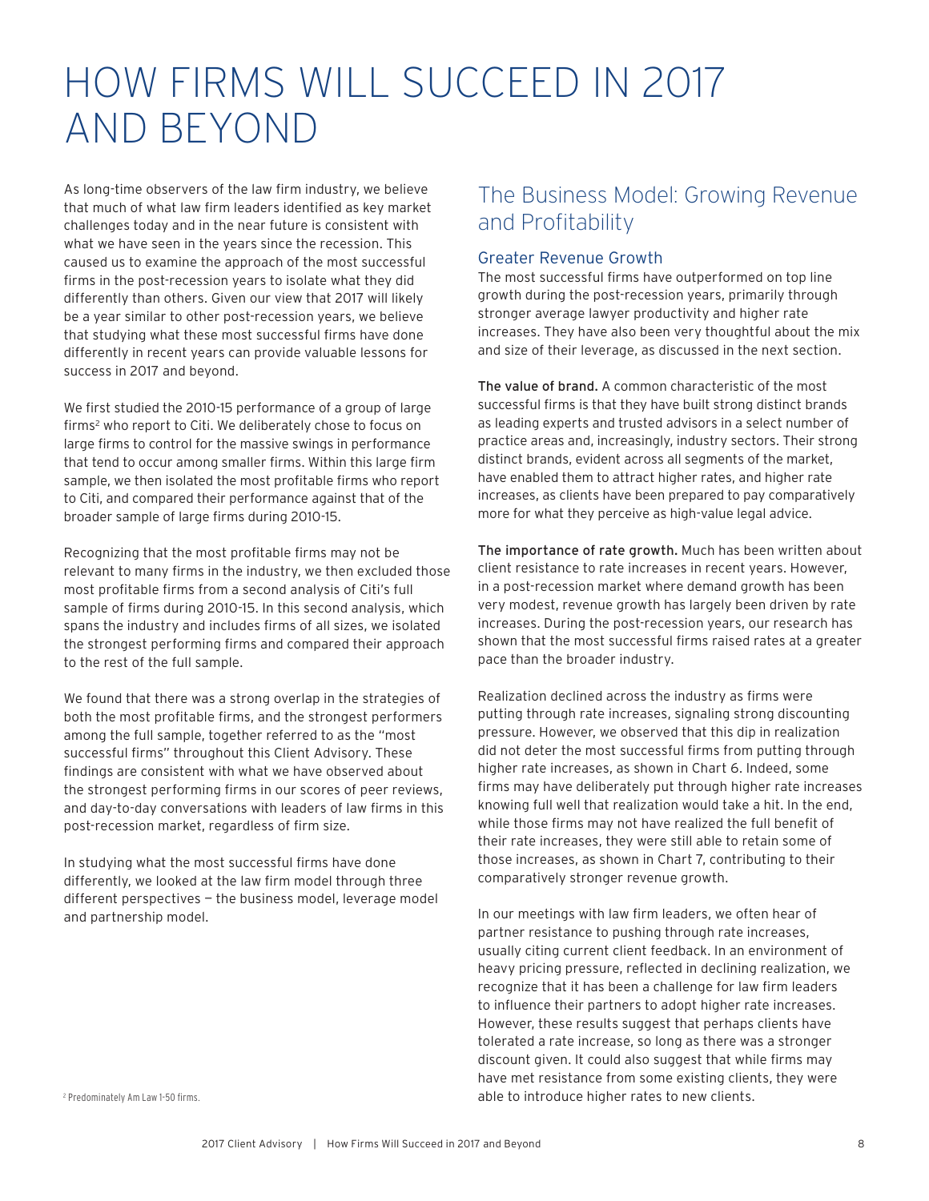# HOW FIRMS WILL SUCCEED IN 2017 AND BEYOND

As long-time observers of the law firm industry, we believe that much of what law firm leaders identified as key market challenges today and in the near future is consistent with what we have seen in the years since the recession. This caused us to examine the approach of the most successful firms in the post-recession years to isolate what they did differently than others. Given our view that 2017 will likely be a year similar to other post-recession years, we believe that studying what these most successful firms have done differently in recent years can provide valuable lessons for success in 2017 and beyond.

We first studied the 2010-15 performance of a group of large firms[2] who report to Citi. We deliberately chose to focus on large firms to control for the massive swings in performance that tend to occur among smaller firms. Within this large firm sample, we then isolated the most profitable firms who report to Citi, and compared their performance against that of the broader sample of large firms during 2010-15.

Recognizing that the most profitable firms may not be relevant to many firms in the industry, we then excluded those most profitable firms from a second analysis of Citi's full sample of firms during 2010-15. In this second analysis, which spans the industry and includes firms of all sizes, we isolated the strongest performing firms and compared their approach to the rest of the full sample.

We found that there was a strong overlap in the strategies of both the most profitable firms, and the strongest performers among the full sample, together referred to as the "most successful firms" throughout this Client Advisory. These findings are consistent with what we have observed about the strongest performing firms in our scores of peer reviews, and day-to-day conversations with leaders of law firms in this post-recession market, regardless of firm size.

In studying what the most successful firms have done differently, we looked at the law firm model through three different perspectives — the business model, leverage model and partnership model.

[2] Predominately Am Law 1-50 firms.

## The Business Model: Growing Revenue and Profitability

### Greater Revenue Growth

The most successful firms have outperformed on top line growth during the post-recession years, primarily through stronger average lawyer productivity and higher rate increases. They have also been very thoughtful about the mix and size of their leverage, as discussed in the next section.

**The value of brand.** A common characteristic of the most successful firms is that they have built strong distinct brands as leading experts and trusted advisors in a select number of practice areas and, increasingly, industry sectors. Their strong distinct brands, evident across all segments of the market, have enabled them to attract higher rates, and higher rate increases, as clients have been prepared to pay comparatively more for what they perceive as high-value legal advice.

**The importance of rate growth.** Much has been written about client resistance to rate increases in recent years. However, in a post-recession market where demand growth has been very modest, revenue growth has largely been driven by rate increases. During the post-recession years, our research has shown that the most successful firms raised rates at a greater pace than the broader industry.

Realization declined across the industry as firms were putting through rate increases, signaling strong discounting pressure. However, we observed that this dip in realization did not deter the most successful firms from putting through higher rate increases, as shown in Chart 6. Indeed, some firms may have deliberately put through higher rate increases knowing full well that realization would take a hit. In the end, while those firms may not have realized the full benefit of their rate increases, they were still able to retain some of those increases, as shown in Chart 7, contributing to their comparatively stronger revenue growth.

In our meetings with law firm leaders, we often hear of partner resistance to pushing through rate increases, usually citing current client feedback. In an environment of heavy pricing pressure, reflected in declining realization, we recognize that it has been a challenge for law firm leaders to influence their partners to adopt higher rate increases. However, these results suggest that perhaps clients have tolerated a rate increase, so long as there was a stronger discount given. It could also suggest that while firms may have met resistance from some existing clients, they were able to introduce higher rates to new clients.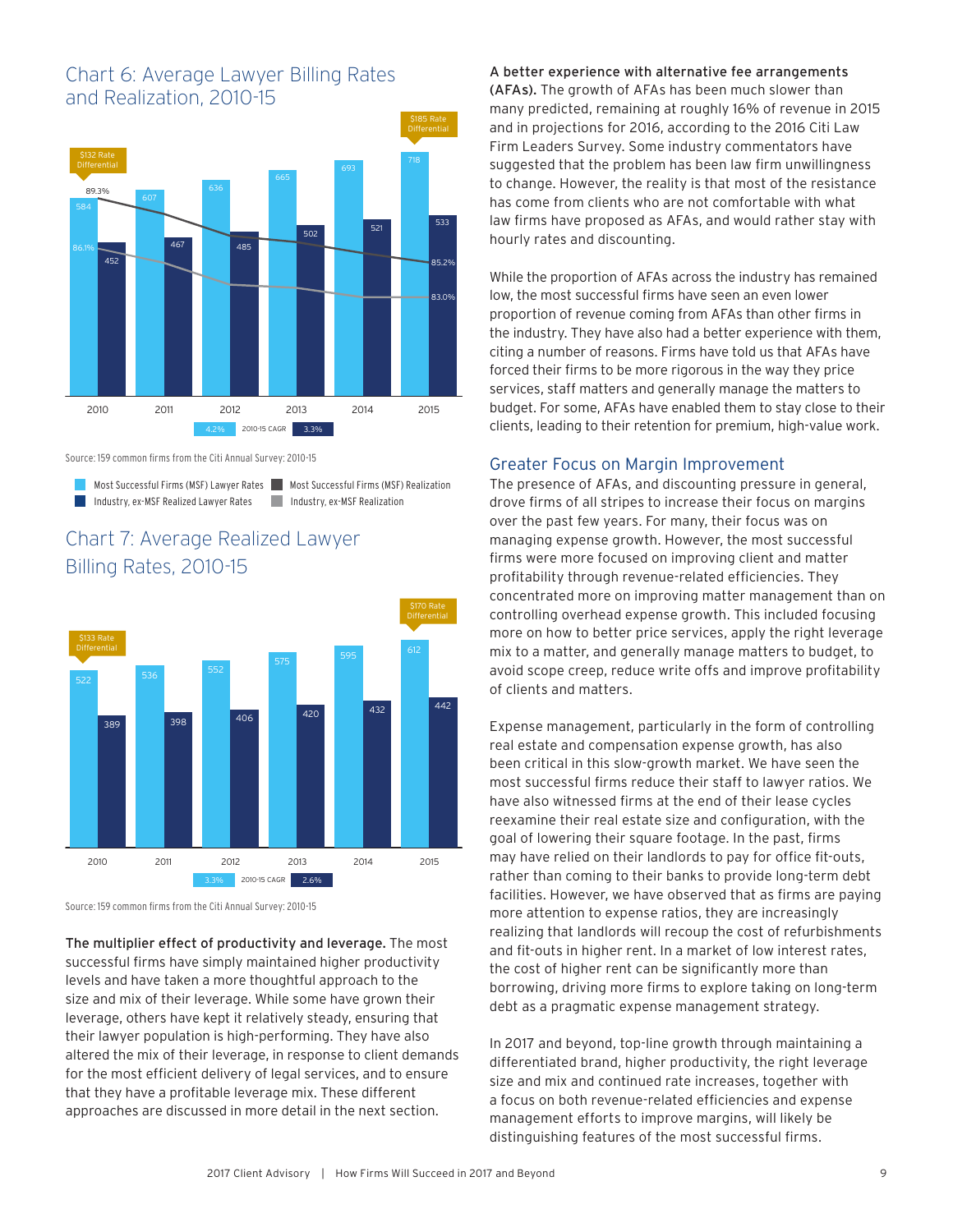## Chart 6: Average Lawyer Billing Rates and Realization, 2010-15

| Year | Most Successful Firms (MSF) Lawyer Rates | Industry, ex-MSF Realized Lawyer Rates |
|---|---|---|
| 2010 | 584 | 452 |
| 2011 | 607 | 467 |
| 2012 | 636 | 485 |
| 2013 | 665 | 502 |
| 2014 | 693 | 521 |
| 2015 | 718 | 533 |
| 2010-15 CAGR | 4.2% | 3.3% |

$132 Rate Differential (2010); $185 Rate Differential (2015)

Most Successful Firms (MSF) Realization: 89.3% (2010) to 85.2% (2015)
Industry, ex-MSF Realization: 86.1% (2010) to 83.0% (2015)

Source: 159 common firms from the Citi Annual Survey: 2010-15

## Chart 7: Average Realized Lawyer Billing Rates, 2010-15

| Year | Most Successful Firms (MSF) | Industry, ex-MSF |
|---|---|---|
| 2010 | 522 | 389 |
| 2011 | 536 | 398 |
| 2012 | 552 | 406 |
| 2013 | 575 | 420 |
| 2014 | 595 | 432 |
| 2015 | 612 | 442 |
| 2010-15 CAGR | 3.3% | 2.6% |

$133 Rate Differential (2010); $170 Rate Differential (2015)

Source: 159 common firms from the Citi Annual Survey: 2010-15

**The multiplier effect of productivity and leverage.** The most successful firms have simply maintained higher productivity levels and have taken a more thoughtful approach to the size and mix of their leverage. While some have grown their leverage, others have kept it relatively steady, ensuring that their lawyer population is high-performing. They have also altered the mix of their leverage, in response to client demands for the most efficient delivery of legal services, and to ensure that they have a profitable leverage mix. These different approaches are discussed in more detail in the next section.

**A better experience with alternative fee arrangements (AFAs).** The growth of AFAs has been much slower than many predicted, remaining at roughly 16% of revenue in 2015 and in projections for 2016, according to the 2016 Citi Law Firm Leaders Survey. Some industry commentators have suggested that the problem has been law firm unwillingness to change. However, the reality is that most of the resistance has come from clients who are not comfortable with what law firms have proposed as AFAs, and would rather stay with hourly rates and discounting.

While the proportion of AFAs across the industry has remained low, the most successful firms have seen an even lower proportion of revenue coming from AFAs than other firms in the industry. They have also had a better experience with them, citing a number of reasons. Firms have told us that AFAs have forced their firms to be more rigorous in the way they price services, staff matters and generally manage the matters to budget. For some, AFAs have enabled them to stay close to their clients, leading to their retention for premium, high-value work.

## Greater Focus on Margin Improvement

The presence of AFAs, and discounting pressure in general, drove firms of all stripes to increase their focus on margins over the past few years. For many, their focus was on managing expense growth. However, the most successful firms were more focused on improving client and matter profitability through revenue-related efficiencies. They concentrated more on improving matter management than on controlling overhead expense growth. This included focusing more on how to better price services, apply the right leverage mix to a matter, and generally manage matters to budget, to avoid scope creep, reduce write offs and improve profitability of clients and matters.

Expense management, particularly in the form of controlling real estate and compensation expense growth, has also been critical in this slow-growth market. We have seen the most successful firms reduce their staff to lawyer ratios. We have also witnessed firms at the end of their lease cycles reexamine their real estate size and configuration, with the goal of lowering their square footage. In the past, firms may have relied on their landlords to pay for office fit-outs, rather than coming to their banks to provide long-term debt facilities. However, we have observed that as firms are paying more attention to expense ratios, they are increasingly realizing that landlords will recoup the cost of refurbishments and fit-outs in higher rent. In a market of low interest rates, the cost of higher rent can be significantly more than borrowing, driving more firms to explore taking on long-term debt as a pragmatic expense management strategy.

In 2017 and beyond, top-line growth through maintaining a differentiated brand, higher productivity, the right leverage size and mix and continued rate increases, together with a focus on both revenue-related efficiencies and expense management efforts to improve margins, will likely be distinguishing features of the most successful firms.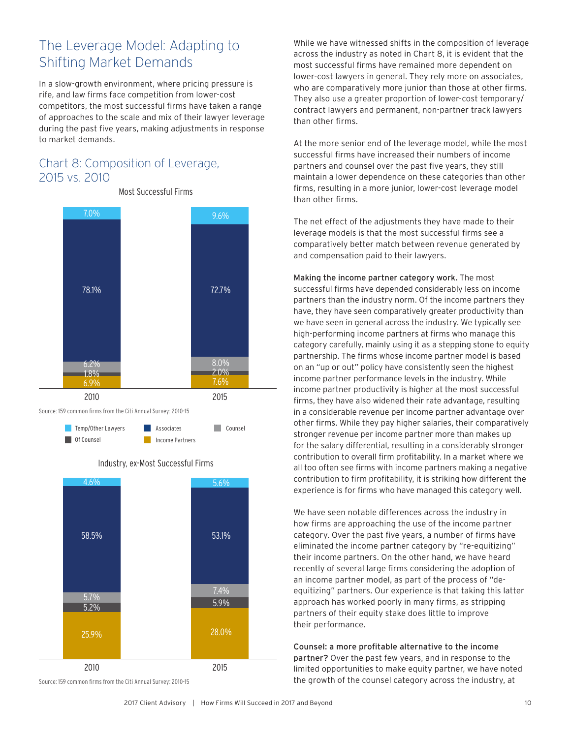## The Leverage Model: Adapting to Shifting Market Demands

In a slow-growth environment, where pricing pressure is rife, and law firms face competition from lower-cost competitors, the most successful firms have taken a range of approaches to the scale and mix of their lawyer leverage during the past five years, making adjustments in response to market demands.

### Chart 8: Composition of Leverage, 2015 vs. 2010

**Most Successful Firms**

| | 2010 | 2015 |
|---|---|---|
| Temp/Other Lawyers | 7.0% | 9.6% |
| Associates | 78.1% | 72.7% |
| Counsel | 6.2% | 8.0% |
| Of Counsel | 1.8% | 2.0% |
| Income Partners | 6.9% | 7.6% |

Source: 159 common firms from the Citi Annual Survey: 2010-15

**Industry, ex-Most Successful Firms**

| | 2010 | 2015 |
|---|---|---|
| Temp/Other Lawyers | 4.6% | 5.6% |
| Associates | 58.5% | 53.1% |
| Counsel | 5.7% | 7.4% |
| Of Counsel | 5.2% | 5.9% |
| Income Partners | 25.9% | 28.0% |

Source: 159 common firms from the Citi Annual Survey: 2010-15

While we have witnessed shifts in the composition of leverage across the industry as noted in Chart 8, it is evident that the most successful firms have remained more dependent on lower-cost lawyers in general. They rely more on associates, who are comparatively more junior than those at other firms. They also use a greater proportion of lower-cost temporary/contract lawyers and permanent, non-partner track lawyers than other firms.

At the more senior end of the leverage model, while the most successful firms have increased their numbers of income partners and counsel over the past five years, they still maintain a lower dependence on these categories than other firms, resulting in a more junior, lower-cost leverage model than other firms.

The net effect of the adjustments they have made to their leverage models is that the most successful firms see a comparatively better match between revenue generated by and compensation paid to their lawyers.

**Making the income partner category work.** The most successful firms have depended considerably less on income partners than the industry norm. Of the income partners they have, they have seen comparatively greater productivity than we have seen in general across the industry. We typically see high-performing income partners at firms who manage this category carefully, mainly using it as a stepping stone to equity partnership. The firms whose income partner model is based on an "up or out" policy have consistently seen the highest income partner performance levels in the industry. While income partner productivity is higher at the most successful firms, they have also widened their rate advantage, resulting in a considerable revenue per income partner advantage over other firms. While they pay higher salaries, their comparatively stronger revenue per income partner more than makes up for the salary differential, resulting in a considerably stronger contribution to overall firm profitability. In a market where we all too often see firms with income partners making a negative contribution to firm profitability, it is striking how different the experience is for firms who have managed this category well.

We have seen notable differences across the industry in how firms are approaching the use of the income partner category. Over the past five years, a number of firms have eliminated the income partner category by "re-equitizing" their income partners. On the other hand, we have heard recently of several large firms considering the adoption of an income partner model, as part of the process of "de-equitizing" partners. Our experience is that taking this latter approach has worked poorly in many firms, as stripping partners of their equity stake does little to improve their performance.

**Counsel: a more profitable alternative to the income partner?** Over the past few years, and in response to the limited opportunities to make equity partner, we have noted the growth of the counsel category across the industry, at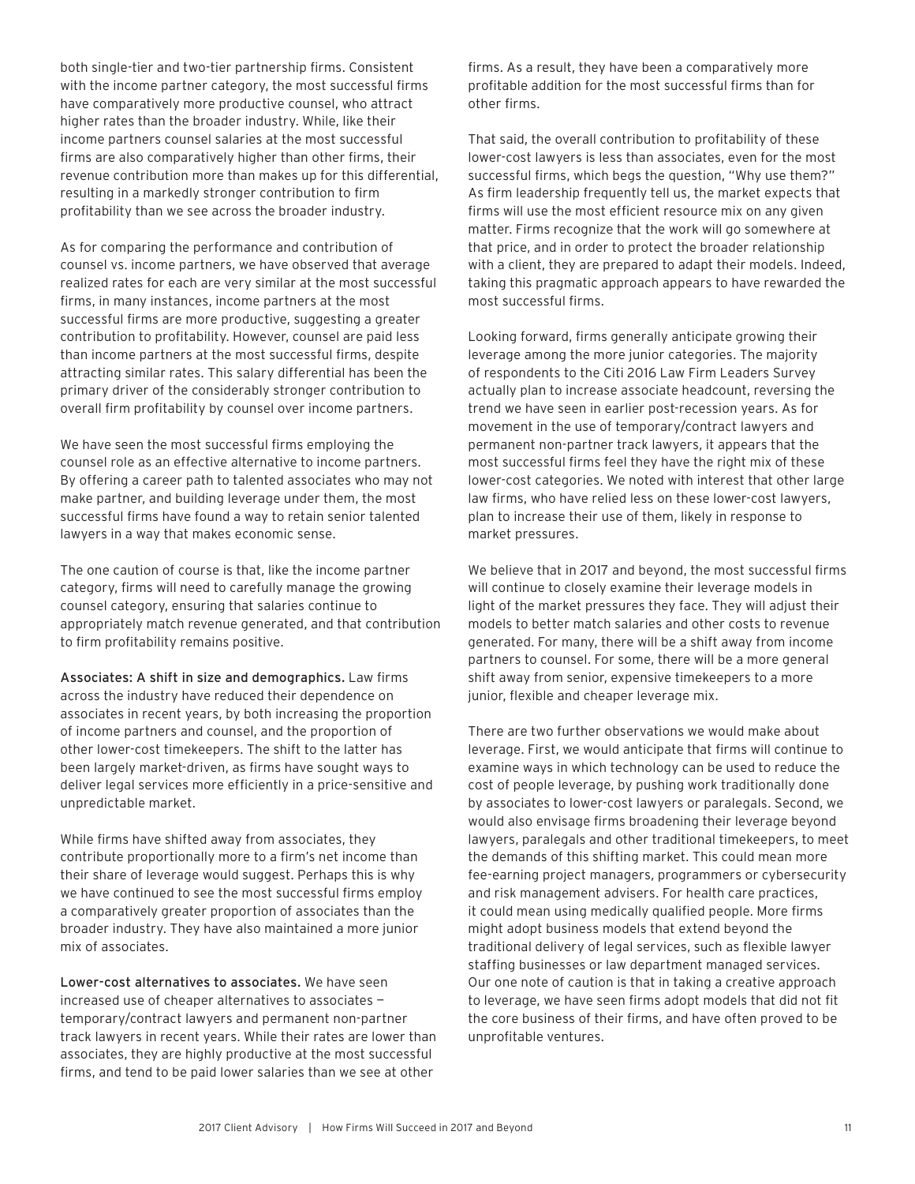both single-tier and two-tier partnership firms. Consistent with the income partner category, the most successful firms have comparatively more productive counsel, who attract higher rates than the broader industry. While, like their income partners counsel salaries at the most successful firms are also comparatively higher than other firms, their revenue contribution more than makes up for this differential, resulting in a markedly stronger contribution to firm profitability than we see across the broader industry.

As for comparing the performance and contribution of counsel vs. income partners, we have observed that average realized rates for each are very similar at the most successful firms, in many instances, income partners at the most successful firms are more productive, suggesting a greater contribution to profitability. However, counsel are paid less than income partners at the most successful firms, despite attracting similar rates. This salary differential has been the primary driver of the considerably stronger contribution to overall firm profitability by counsel over income partners.

We have seen the most successful firms employing the counsel role as an effective alternative to income partners. By offering a career path to talented associates who may not make partner, and building leverage under them, the most successful firms have found a way to retain senior talented lawyers in a way that makes economic sense.

The one caution of course is that, like the income partner category, firms will need to carefully manage the growing counsel category, ensuring that salaries continue to appropriately match revenue generated, and that contribution to firm profitability remains positive.

**Associates: A shift in size and demographics.** Law firms across the industry have reduced their dependence on associates in recent years, by both increasing the proportion of income partners and counsel, and the proportion of other lower-cost timekeepers. The shift to the latter has been largely market-driven, as firms have sought ways to deliver legal services more efficiently in a price-sensitive and unpredictable market.

While firms have shifted away from associates, they contribute proportionally more to a firm's net income than their share of leverage would suggest. Perhaps this is why we have continued to see the most successful firms employ a comparatively greater proportion of associates than the broader industry. They have also maintained a more junior mix of associates.

**Lower-cost alternatives to associates.** We have seen increased use of cheaper alternatives to associates — temporary/contract lawyers and permanent non-partner track lawyers in recent years. While their rates are lower than associates, they are highly productive at the most successful firms, and tend to be paid lower salaries than we see at other firms. As a result, they have been a comparatively more profitable addition for the most successful firms than for other firms.

That said, the overall contribution to profitability of these lower-cost lawyers is less than associates, even for the most successful firms, which begs the question, "Why use them?" As firm leadership frequently tell us, the market expects that firms will use the most efficient resource mix on any given matter. Firms recognize that the work will go somewhere at that price, and in order to protect the broader relationship with a client, they are prepared to adapt their models. Indeed, taking this pragmatic approach appears to have rewarded the most successful firms.

Looking forward, firms generally anticipate growing their leverage among the more junior categories. The majority of respondents to the Citi 2016 Law Firm Leaders Survey actually plan to increase associate headcount, reversing the trend we have seen in earlier post-recession years. As for movement in the use of temporary/contract lawyers and permanent non-partner track lawyers, it appears that the most successful firms feel they have the right mix of these lower-cost categories. We noted with interest that other large law firms, who have relied less on these lower-cost lawyers, plan to increase their use of them, likely in response to market pressures.

We believe that in 2017 and beyond, the most successful firms will continue to closely examine their leverage models in light of the market pressures they face. They will adjust their models to better match salaries and other costs to revenue generated. For many, there will be a shift away from income partners to counsel. For some, there will be a more general shift away from senior, expensive timekeepers to a more junior, flexible and cheaper leverage mix.

There are two further observations we would make about leverage. First, we would anticipate that firms will continue to examine ways in which technology can be used to reduce the cost of people leverage, by pushing work traditionally done by associates to lower-cost lawyers or paralegals. Second, we would also envisage firms broadening their leverage beyond lawyers, paralegals and other traditional timekeepers, to meet the demands of this shifting market. This could mean more fee-earning project managers, programmers or cybersecurity and risk management advisers. For health care practices, it could mean using medically qualified people. More firms might adopt business models that extend beyond the traditional delivery of legal services, such as flexible lawyer staffing businesses or law department managed services. Our one note of caution is that in taking a creative approach to leverage, we have seen firms adopt models that did not fit the core business of their firms, and have often proved to be unprofitable ventures.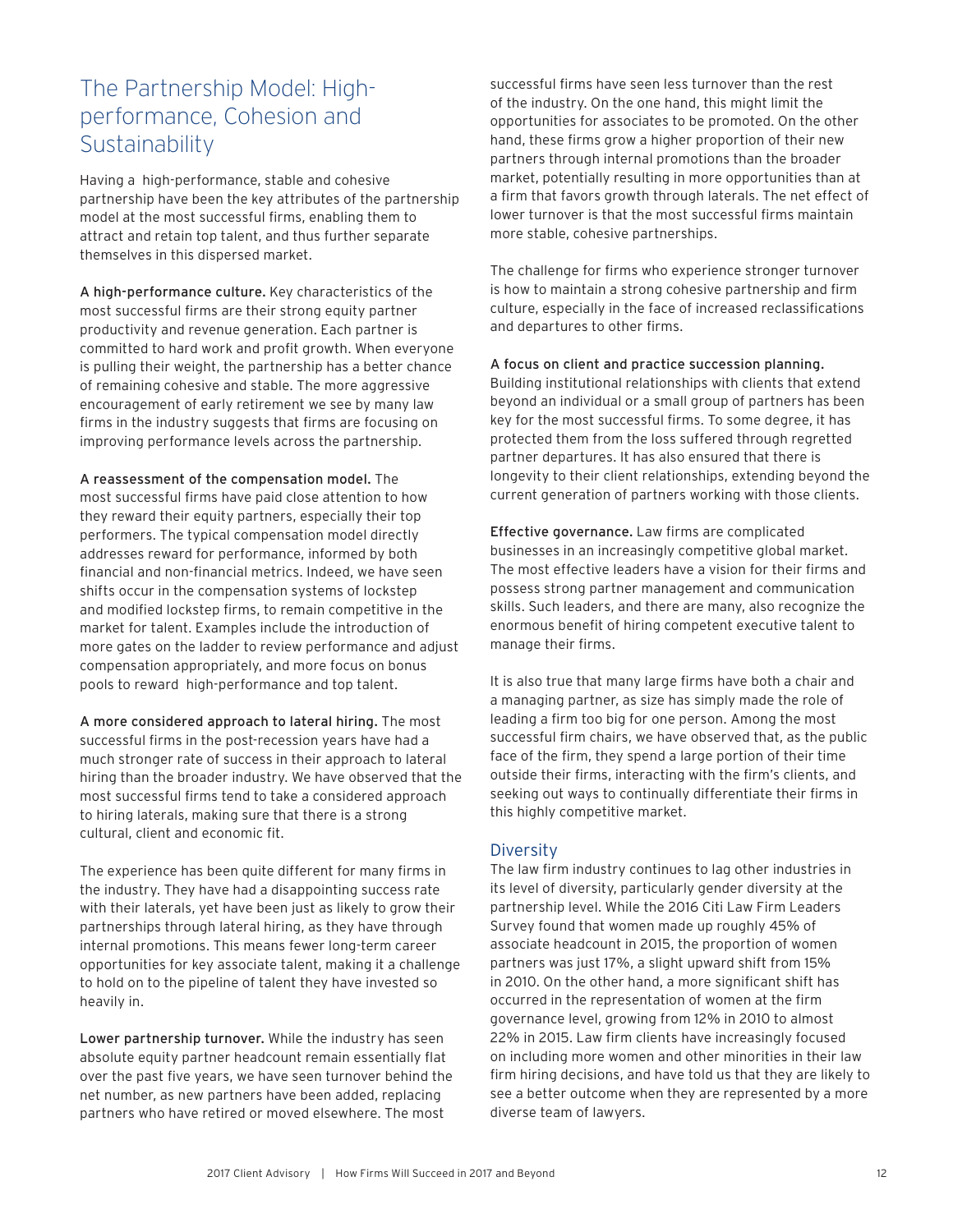## The Partnership Model: High-performance, Cohesion and Sustainability

Having a high-performance, stable and cohesive partnership have been the key attributes of the partnership model at the most successful firms, enabling them to attract and retain top talent, and thus further separate themselves in this dispersed market.

**A high-performance culture.** Key characteristics of the most successful firms are their strong equity partner productivity and revenue generation. Each partner is committed to hard work and profit growth. When everyone is pulling their weight, the partnership has a better chance of remaining cohesive and stable. The more aggressive encouragement of early retirement we see by many law firms in the industry suggests that firms are focusing on improving performance levels across the partnership.

**A reassessment of the compensation model.** The most successful firms have paid close attention to how they reward their equity partners, especially their top performers. The typical compensation model directly addresses reward for performance, informed by both financial and non-financial metrics. Indeed, we have seen shifts occur in the compensation systems of lockstep and modified lockstep firms, to remain competitive in the market for talent. Examples include the introduction of more gates on the ladder to review performance and adjust compensation appropriately, and more focus on bonus pools to reward high-performance and top talent.

**A more considered approach to lateral hiring.** The most successful firms in the post-recession years have had a much stronger rate of success in their approach to lateral hiring than the broader industry. We have observed that the most successful firms tend to take a considered approach to hiring laterals, making sure that there is a strong cultural, client and economic fit.

The experience has been quite different for many firms in the industry. They have had a disappointing success rate with their laterals, yet have been just as likely to grow their partnerships through lateral hiring, as they have through internal promotions. This means fewer long-term career opportunities for key associate talent, making it a challenge to hold on to the pipeline of talent they have invested so heavily in.

**Lower partnership turnover.** While the industry has seen absolute equity partner headcount remain essentially flat over the past five years, we have seen turnover behind the net number, as new partners have been added, replacing partners who have retired or moved elsewhere. The most successful firms have seen less turnover than the rest of the industry. On the one hand, this might limit the opportunities for associates to be promoted. On the other hand, these firms grow a higher proportion of their new partners through internal promotions than the broader market, potentially resulting in more opportunities than at a firm that favors growth through laterals. The net effect of lower turnover is that the most successful firms maintain more stable, cohesive partnerships.

The challenge for firms who experience stronger turnover is how to maintain a strong cohesive partnership and firm culture, especially in the face of increased reclassifications and departures to other firms.

**A focus on client and practice succession planning.** Building institutional relationships with clients that extend beyond an individual or a small group of partners has been key for the most successful firms. To some degree, it has protected them from the loss suffered through regretted partner departures. It has also ensured that there is longevity to their client relationships, extending beyond the current generation of partners working with those clients.

**Effective governance.** Law firms are complicated businesses in an increasingly competitive global market. The most effective leaders have a vision for their firms and possess strong partner management and communication skills. Such leaders, and there are many, also recognize the enormous benefit of hiring competent executive talent to manage their firms.

It is also true that many large firms have both a chair and a managing partner, as size has simply made the role of leading a firm too big for one person. Among the most successful firm chairs, we have observed that, as the public face of the firm, they spend a large portion of their time outside their firms, interacting with the firm's clients, and seeking out ways to continually differentiate their firms in this highly competitive market.

### Diversity

The law firm industry continues to lag other industries in its level of diversity, particularly gender diversity at the partnership level. While the 2016 Citi Law Firm Leaders Survey found that women made up roughly 45% of associate headcount in 2015, the proportion of women partners was just 17%, a slight upward shift from 15% in 2010. On the other hand, a more significant shift has occurred in the representation of women at the firm governance level, growing from 12% in 2010 to almost 22% in 2015. Law firm clients have increasingly focused on including more women and other minorities in their law firm hiring decisions, and have told us that they are likely to see a better outcome when they are represented by a more diverse team of lawyers.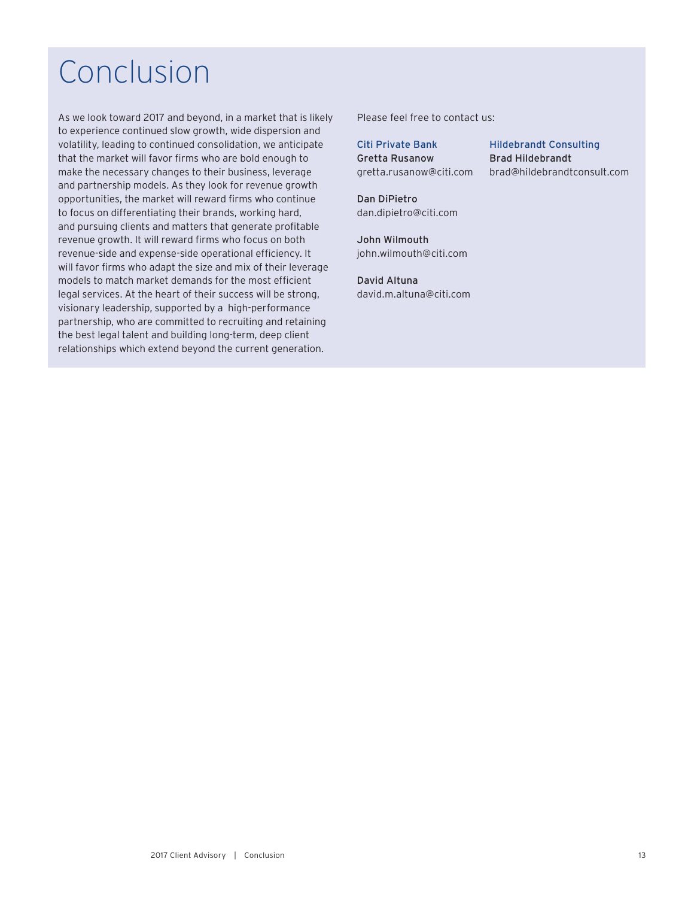# Conclusion

As we look toward 2017 and beyond, in a market that is likely to experience continued slow growth, wide dispersion and volatility, leading to continued consolidation, we anticipate that the market will favor firms who are bold enough to make the necessary changes to their business, leverage and partnership models. As they look for revenue growth opportunities, the market will reward firms who continue to focus on differentiating their brands, working hard, and pursuing clients and matters that generate profitable revenue growth. It will reward firms who focus on both revenue-side and expense-side operational efficiency. It will favor firms who adapt the size and mix of their leverage models to match market demands for the most efficient legal services. At the heart of their success will be strong, visionary leadership, supported by a high-performance partnership, who are committed to recruiting and retaining the best legal talent and building long-term, deep client relationships which extend beyond the current generation.

Please feel free to contact us:

**Citi Private Bank**

**Gretta Rusanow**
gretta.rusanow@citi.com

**Dan DiPietro**
dan.dipietro@citi.com

**John Wilmouth**
john.wilmouth@citi.com

**David Altuna**
david.m.altuna@citi.com

**Hildebrandt Consulting**

**Brad Hildebrandt**
brad@hildebrandtconsult.com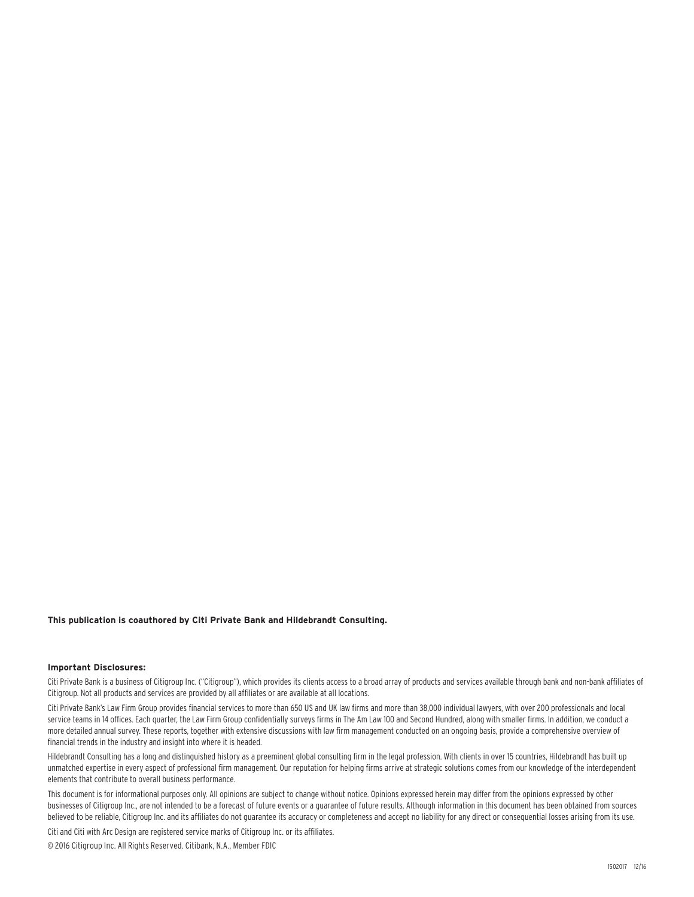**This publication is coauthored by Citi Private Bank and Hildebrandt Consulting.**

**Important Disclosures:**

Citi Private Bank is a business of Citigroup Inc. ("Citigroup"), which provides its clients access to a broad array of products and services available through bank and non-bank affiliates of Citigroup. Not all products and services are provided by all affiliates or are available at all locations.

Citi Private Bank's Law Firm Group provides financial services to more than 650 US and UK law firms and more than 38,000 individual lawyers, with over 200 professionals and local service teams in 14 offices. Each quarter, the Law Firm Group confidentially surveys firms in The Am Law 100 and Second Hundred, along with smaller firms. In addition, we conduct a more detailed annual survey. These reports, together with extensive discussions with law firm management conducted on an ongoing basis, provide a comprehensive overview of financial trends in the industry and insight into where it is headed.

Hildebrandt Consulting has a long and distinguished history as a preeminent global consulting firm in the legal profession. With clients in over 15 countries, Hildebrandt has built up unmatched expertise in every aspect of professional firm management. Our reputation for helping firms arrive at strategic solutions comes from our knowledge of the interdependent elements that contribute to overall business performance.

This document is for informational purposes only. All opinions are subject to change without notice. Opinions expressed herein may differ from the opinions expressed by other businesses of Citigroup Inc., are not intended to be a forecast of future events or a guarantee of future results. Although information in this document has been obtained from sources believed to be reliable, Citigroup Inc. and its affiliates do not guarantee its accuracy or completeness and accept no liability for any direct or consequential losses arising from its use.

Citi and Citi with Arc Design are registered service marks of Citigroup Inc. or its affiliates.

© 2016 Citigroup Inc. All Rights Reserved. Citibank, N.A., Member FDIC

1502017 12/16